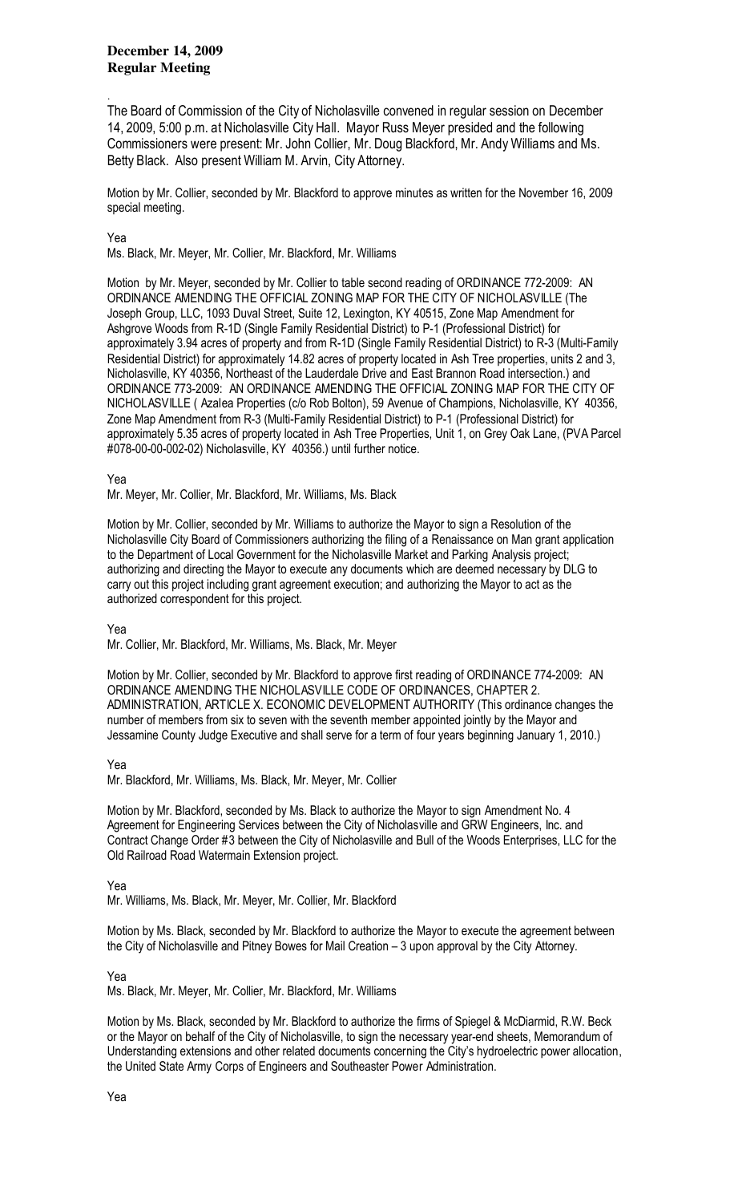**December 14, 2009**
**Regular Meeting**

.
The Board of Commission of the City of Nicholasville convened in regular session on December 14, 2009, 5:00 p.m. at Nicholasville City Hall. Mayor Russ Meyer presided and the following Commissioners were present: Mr. John Collier, Mr. Doug Blackford, Mr. Andy Williams and Ms. Betty Black. Also present William M. Arvin, City Attorney.

Motion by Mr. Collier, seconded by Mr. Blackford to approve minutes as written for the November 16, 2009 special meeting.

Yea
Ms. Black, Mr. Meyer, Mr. Collier, Mr. Blackford, Mr. Williams

Motion by Mr. Meyer, seconded by Mr. Collier to table second reading of ORDINANCE 772-2009: AN ORDINANCE AMENDING THE OFFICIAL ZONING MAP FOR THE CITY OF NICHOLASVILLE (The Joseph Group, LLC, 1093 Duval Street, Suite 12, Lexington, KY 40515, Zone Map Amendment for Ashgrove Woods from R-1D (Single Family Residential District) to P-1 (Professional District) for approximately 3.94 acres of property and from R-1D (Single Family Residential District) to R-3 (Multi-Family Residential District) for approximately 14.82 acres of property located in Ash Tree properties, units 2 and 3, Nicholasville, KY 40356, Northeast of the Lauderdale Drive and East Brannon Road intersection.) and ORDINANCE 773-2009: AN ORDINANCE AMENDING THE OFFICIAL ZONING MAP FOR THE CITY OF NICHOLASVILLE ( Azalea Properties (c/o Rob Bolton), 59 Avenue of Champions, Nicholasville, KY 40356, Zone Map Amendment from R-3 (Multi-Family Residential District) to P-1 (Professional District) for approximately 5.35 acres of property located in Ash Tree Properties, Unit 1, on Grey Oak Lane, (PVA Parcel #078-00-00-002-02) Nicholasville, KY 40356.) until further notice.

Yea
Mr. Meyer, Mr. Collier, Mr. Blackford, Mr. Williams, Ms. Black

Motion by Mr. Collier, seconded by Mr. Williams to authorize the Mayor to sign a Resolution of the Nicholasville City Board of Commissioners authorizing the filing of a Renaissance on Man grant application to the Department of Local Government for the Nicholasville Market and Parking Analysis project; authorizing and directing the Mayor to execute any documents which are deemed necessary by DLG to carry out this project including grant agreement execution; and authorizing the Mayor to act as the authorized correspondent for this project.

Yea
Mr. Collier, Mr. Blackford, Mr. Williams, Ms. Black, Mr. Meyer

Motion by Mr. Collier, seconded by Mr. Blackford to approve first reading of ORDINANCE 774-2009: AN ORDINANCE AMENDING THE NICHOLASVILLE CODE OF ORDINANCES, CHAPTER 2. ADMINISTRATION, ARTICLE X. ECONOMIC DEVELOPMENT AUTHORITY (This ordinance changes the number of members from six to seven with the seventh member appointed jointly by the Mayor and Jessamine County Judge Executive and shall serve for a term of four years beginning January 1, 2010.)

Yea
Mr. Blackford, Mr. Williams, Ms. Black, Mr. Meyer, Mr. Collier

Motion by Mr. Blackford, seconded by Ms. Black to authorize the Mayor to sign Amendment No. 4 Agreement for Engineering Services between the City of Nicholasville and GRW Engineers, Inc. and Contract Change Order #3 between the City of Nicholasville and Bull of the Woods Enterprises, LLC for the Old Railroad Road Watermain Extension project.

Yea
Mr. Williams, Ms. Black, Mr. Meyer, Mr. Collier, Mr. Blackford

Motion by Ms. Black, seconded by Mr. Blackford to authorize the Mayor to execute the agreement between the City of Nicholasville and Pitney Bowes for Mail Creation – 3 upon approval by the City Attorney.

Yea
Ms. Black, Mr. Meyer, Mr. Collier, Mr. Blackford, Mr. Williams

Motion by Ms. Black, seconded by Mr. Blackford to authorize the firms of Spiegel & McDiarmid, R.W. Beck or the Mayor on behalf of the City of Nicholasville, to sign the necessary year-end sheets, Memorandum of Understanding extensions and other related documents concerning the City's hydroelectric power allocation, the United State Army Corps of Engineers and Southeaster Power Administration.

Yea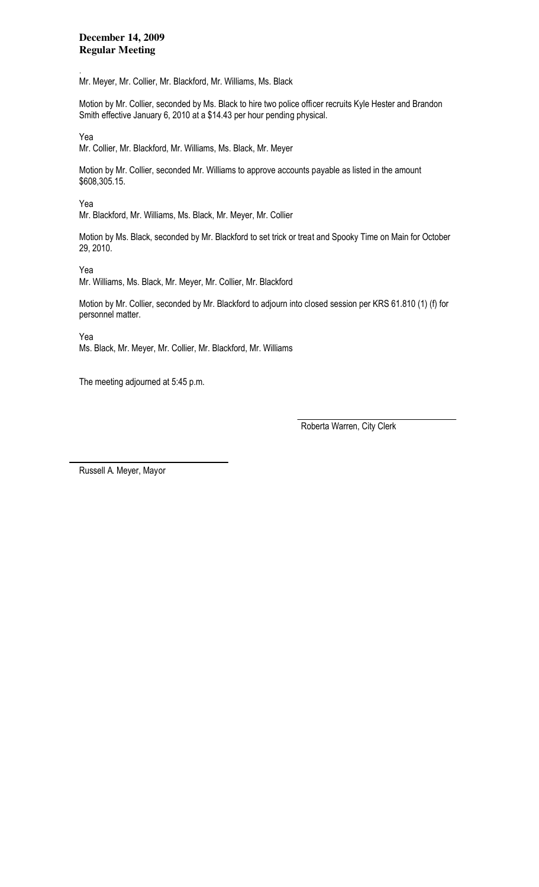**December 14, 2009**
**Regular Meeting**

.
Mr. Meyer, Mr. Collier, Mr. Blackford, Mr. Williams, Ms. Black

Motion by Mr. Collier, seconded by Ms. Black to hire two police officer recruits Kyle Hester and Brandon Smith effective January 6, 2010 at a $14.43 per hour pending physical.

Yea
Mr. Collier, Mr. Blackford, Mr. Williams, Ms. Black, Mr. Meyer

Motion by Mr. Collier, seconded Mr. Williams to approve accounts payable as listed in the amount $608,305.15.

Yea
Mr. Blackford, Mr. Williams, Ms. Black, Mr. Meyer, Mr. Collier

Motion by Ms. Black, seconded by Mr. Blackford to set trick or treat and Spooky Time on Main for October 29, 2010.

Yea
Mr. Williams, Ms. Black, Mr. Meyer, Mr. Collier, Mr. Blackford

Motion by Mr. Collier, seconded by Mr. Blackford to adjourn into closed session per KRS 61.810 (1) (f) for personnel matter.

Yea
Ms. Black, Mr. Meyer, Mr. Collier, Mr. Blackford, Mr. Williams

The meeting adjourned at 5:45 p.m.

Roberta Warren, City Clerk

Russell A. Meyer, Mayor